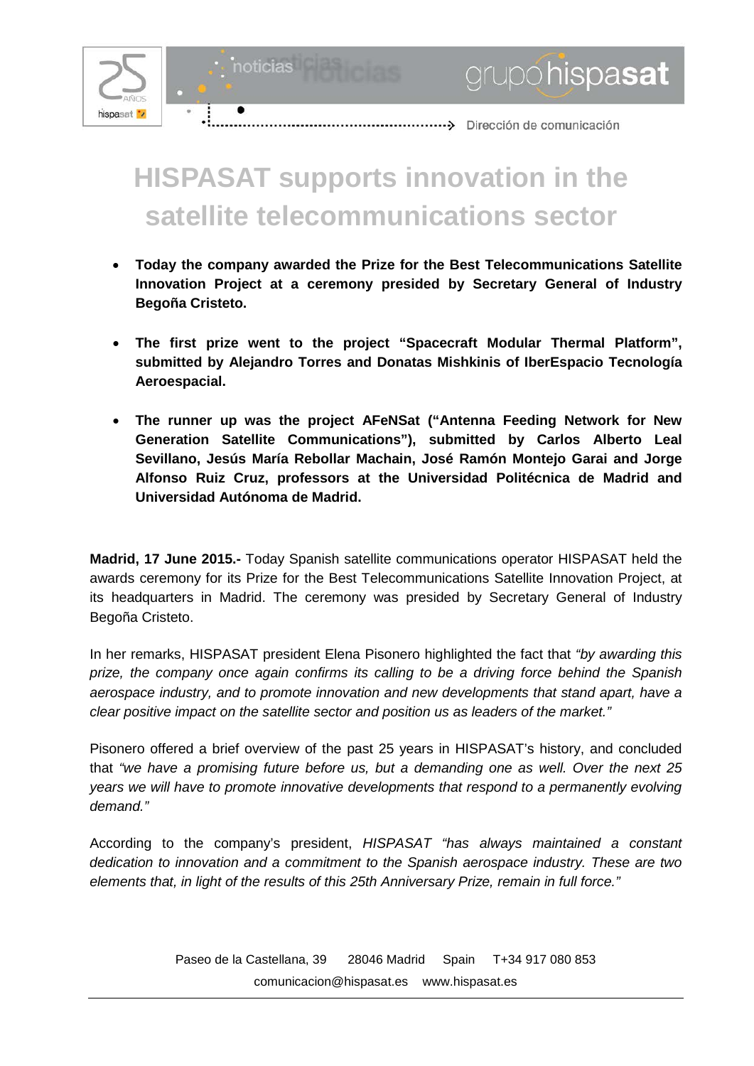# HISPASAT supports innovation in the satellite telecommunications sector

- **Today the company awarded the Prize for the Best Telecommunications Satellite Innovation Project at a ceremony presided by Secretary General of Industry Begoña Cristeto.**

- **The first prize went to the project "Spacecraft Modular Thermal Platform", submitted by Alejandro Torres and Donatas Mishkinis of IberEspacio Tecnología Aeroespacial.**

- **The runner up was the project AFeNSat ("Antenna Feeding Network for New Generation Satellite Communications"), submitted by Carlos Alberto Leal Sevillano, Jesús María Rebollar Machain, José Ramón Montejo Garai and Jorge Alfonso Ruiz Cruz, professors at the Universidad Politécnica de Madrid and Universidad Autónoma de Madrid.**

**Madrid, 17 June 2015.-** Today Spanish satellite communications operator HISPASAT held the awards ceremony for its Prize for the Best Telecommunications Satellite Innovation Project, at its headquarters in Madrid. The ceremony was presided by Secretary General of Industry Begoña Cristeto.

In her remarks, HISPASAT president Elena Pisonero highlighted the fact that *"by awarding this prize, the company once again confirms its calling to be a driving force behind the Spanish aerospace industry, and to promote innovation and new developments that stand apart, have a clear positive impact on the satellite sector and position us as leaders of the market."*

Pisonero offered a brief overview of the past 25 years in HISPASAT's history, and concluded that *"we have a promising future before us, but a demanding one as well. Over the next 25 years we will have to promote innovative developments that respond to a permanently evolving demand."*

According to the company's president, *HISPASAT "has always maintained a constant dedication to innovation and a commitment to the Spanish aerospace industry. These are two elements that, in light of the results of this 25th Anniversary Prize, remain in full force."*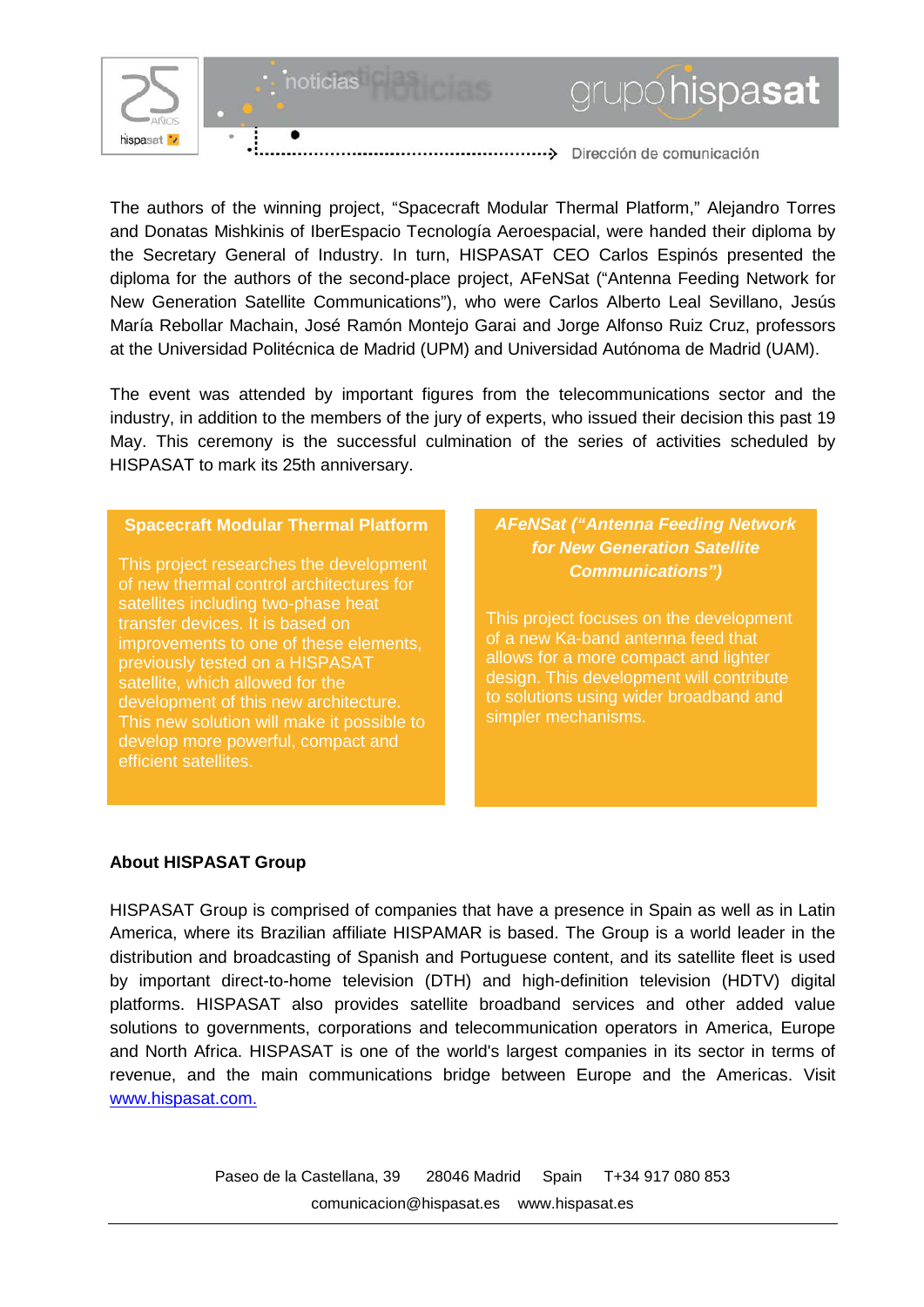The authors of the winning project, "Spacecraft Modular Thermal Platform," Alejandro Torres and Donatas Mishkinis of IberEspacio Tecnología Aeroespacial, were handed their diploma by the Secretary General of Industry. In turn, HISPASAT CEO Carlos Espinós presented the diploma for the authors of the second-place project, AFeNSat ("Antenna Feeding Network for New Generation Satellite Communications"), who were Carlos Alberto Leal Sevillano, Jesús María Rebollar Machain, José Ramón Montejo Garai and Jorge Alfonso Ruiz Cruz, professors at the Universidad Politécnica de Madrid (UPM) and Universidad Autónoma de Madrid (UAM).

The event was attended by important figures from the telecommunications sector and the industry, in addition to the members of the jury of experts, who issued their decision this past 19 May. This ceremony is the successful culmination of the series of activities scheduled by HISPASAT to mark its 25th anniversary.

**Spacecraft Modular Thermal Platform**

This project researches the development of new thermal control architectures for satellites including two-phase heat transfer devices. It is based on improvements to one of these elements, previously tested on a HISPASAT satellite, which allowed for the development of this new architecture. This new solution will make it possible to develop more powerful, compact and efficient satellites.

***AFeNSat ("Antenna Feeding Network for New Generation Satellite Communications")***

This project focuses on the development of a new Ka-band antenna feed that allows for a more compact and lighter design. This development will contribute to solutions using wider broadband and simpler mechanisms.

**About HISPASAT Group**

HISPASAT Group is comprised of companies that have a presence in Spain as well as in Latin America, where its Brazilian affiliate HISPAMAR is based. The Group is a world leader in the distribution and broadcasting of Spanish and Portuguese content, and its satellite fleet is used by important direct-to-home television (DTH) and high-definition television (HDTV) digital platforms. HISPASAT also provides satellite broadband services and other added value solutions to governments, corporations and telecommunication operators in America, Europe and North Africa. HISPASAT is one of the world's largest companies in its sector in terms of revenue, and the main communications bridge between Europe and the Americas. Visit [www.hispasat.com.](http://www.hispasat.com)